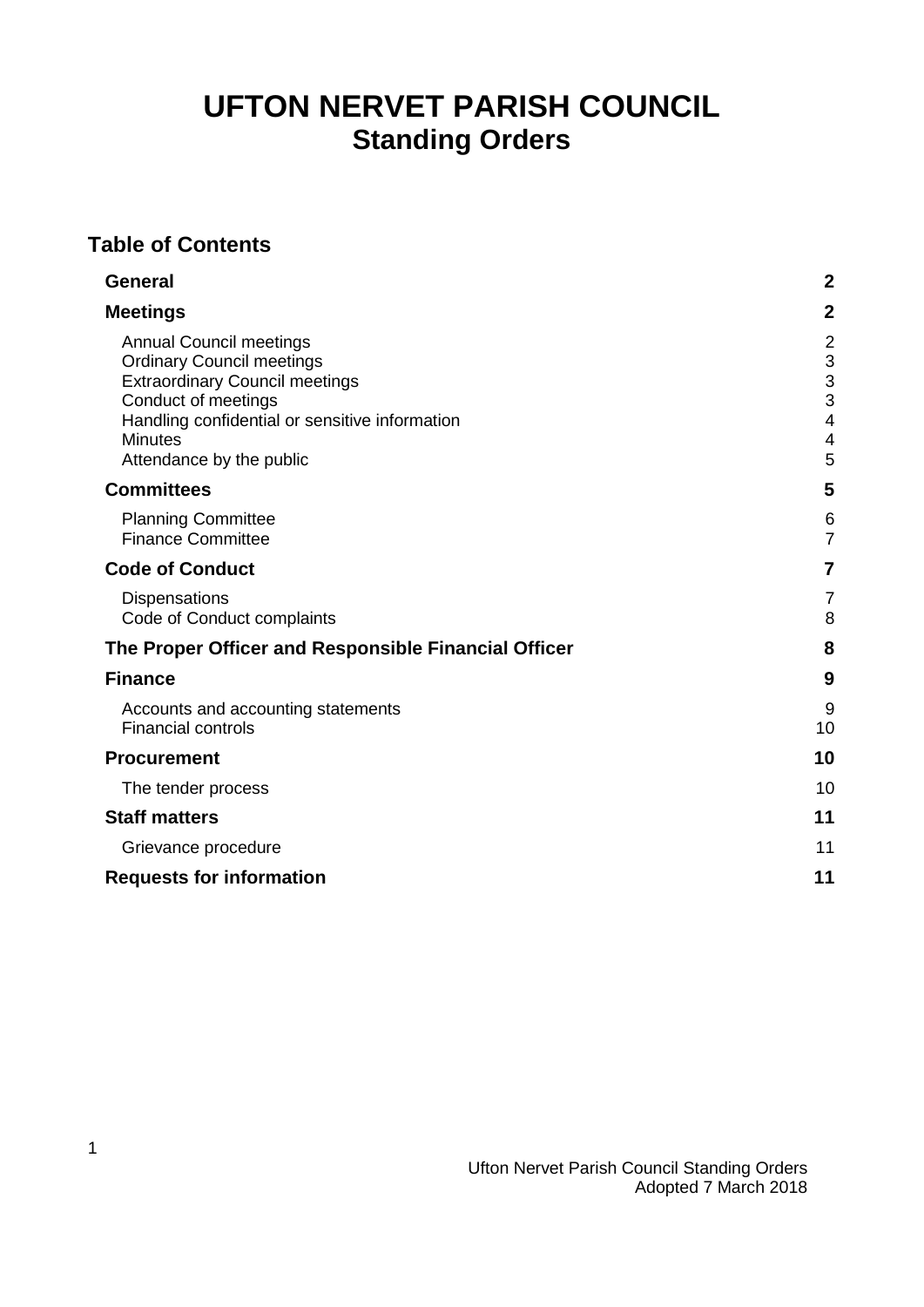# UFTON NERVET PARISH COUNCIL
## Standing Orders

### Table of Contents

| | |
|---|---|
| **General** | **2** |
| **Meetings** | **2** |
| Annual Council meetings | 2 |
| Ordinary Council meetings | 3 |
| Extraordinary Council meetings | 3 |
| Conduct of meetings | 3 |
| Handling confidential or sensitive information | 4 |
| Minutes | 4 |
| Attendance by the public | 5 |
| **Committees** | **5** |
| Planning Committee | 6 |
| Finance Committee | 7 |
| **Code of Conduct** | **7** |
| Dispensations | 7 |
| Code of Conduct complaints | 8 |
| **The Proper Officer and Responsible Financial Officer** | **8** |
| **Finance** | **9** |
| Accounts and accounting statements | 9 |
| Financial controls | 10 |
| **Procurement** | **10** |
| The tender process | 10 |
| **Staff matters** | **11** |
| Grievance procedure | 11 |
| **Requests for information** | **11** |

Ufton Nervet Parish Council Standing Orders
Adopted 7 March 2018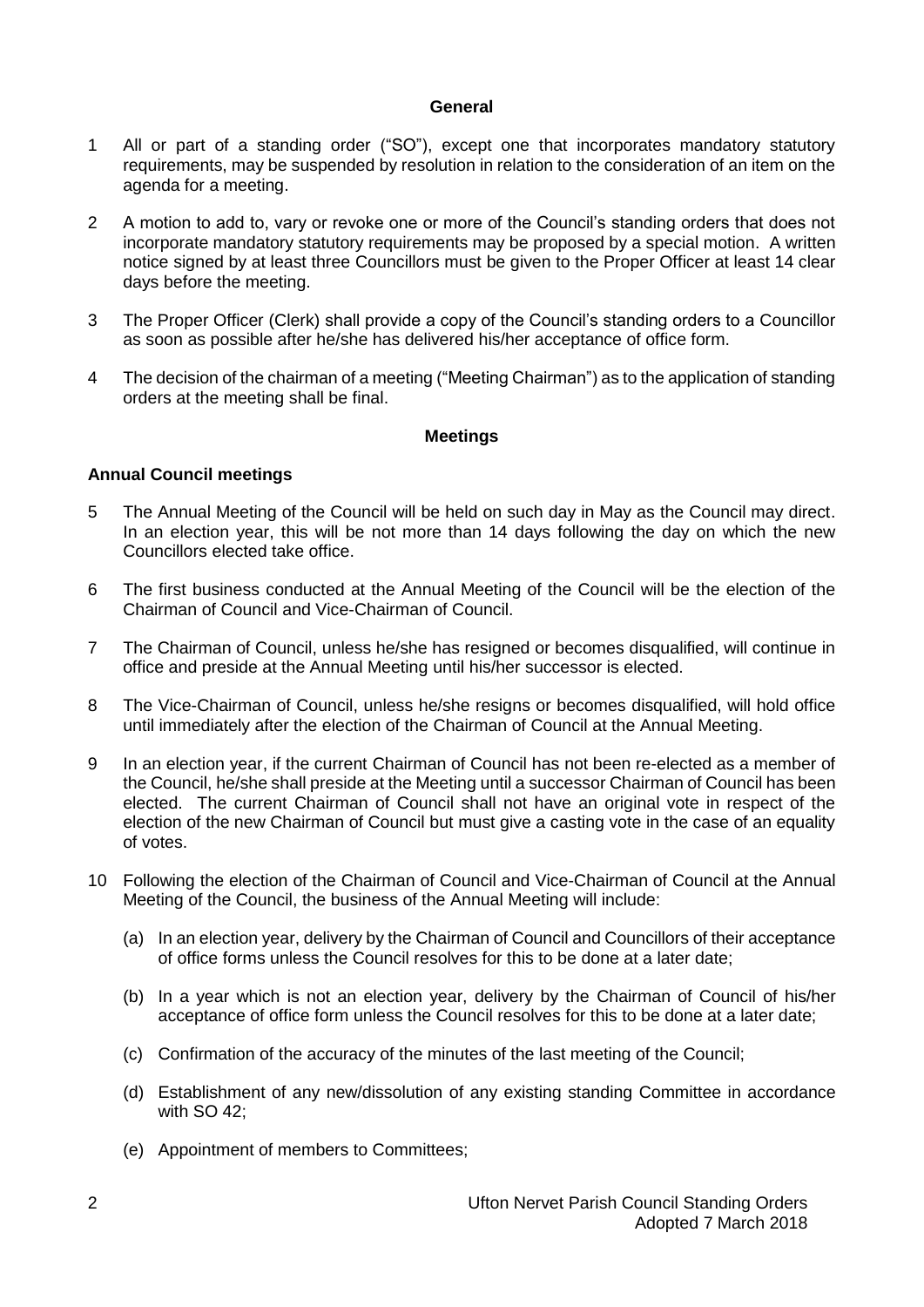## General

1 All or part of a standing order ("SO"), except one that incorporates mandatory statutory requirements, may be suspended by resolution in relation to the consideration of an item on the agenda for a meeting.

2 A motion to add to, vary or revoke one or more of the Council's standing orders that does not incorporate mandatory statutory requirements may be proposed by a special motion. A written notice signed by at least three Councillors must be given to the Proper Officer at least 14 clear days before the meeting.

3 The Proper Officer (Clerk) shall provide a copy of the Council's standing orders to a Councillor as soon as possible after he/she has delivered his/her acceptance of office form.

4 The decision of the chairman of a meeting ("Meeting Chairman") as to the application of standing orders at the meeting shall be final.

## Meetings

### Annual Council meetings

5 The Annual Meeting of the Council will be held on such day in May as the Council may direct. In an election year, this will be not more than 14 days following the day on which the new Councillors elected take office.

6 The first business conducted at the Annual Meeting of the Council will be the election of the Chairman of Council and Vice-Chairman of Council.

7 The Chairman of Council, unless he/she has resigned or becomes disqualified, will continue in office and preside at the Annual Meeting until his/her successor is elected.

8 The Vice-Chairman of Council, unless he/she resigns or becomes disqualified, will hold office until immediately after the election of the Chairman of Council at the Annual Meeting.

9 In an election year, if the current Chairman of Council has not been re-elected as a member of the Council, he/she shall preside at the Meeting until a successor Chairman of Council has been elected. The current Chairman of Council shall not have an original vote in respect of the election of the new Chairman of Council but must give a casting vote in the case of an equality of votes.

10 Following the election of the Chairman of Council and Vice-Chairman of Council at the Annual Meeting of the Council, the business of the Annual Meeting will include:

(a) In an election year, delivery by the Chairman of Council and Councillors of their acceptance of office forms unless the Council resolves for this to be done at a later date;

(b) In a year which is not an election year, delivery by the Chairman of Council of his/her acceptance of office form unless the Council resolves for this to be done at a later date;

(c) Confirmation of the accuracy of the minutes of the last meeting of the Council;

(d) Establishment of any new/dissolution of any existing standing Committee in accordance with SO 42;

(e) Appointment of members to Committees;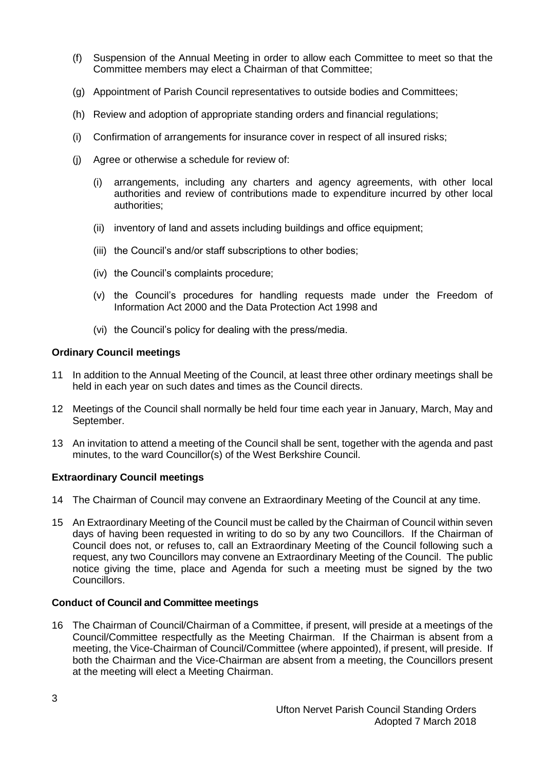(f) Suspension of the Annual Meeting in order to allow each Committee to meet so that the Committee members may elect a Chairman of that Committee;

(g) Appointment of Parish Council representatives to outside bodies and Committees;

(h) Review and adoption of appropriate standing orders and financial regulations;

(i) Confirmation of arrangements for insurance cover in respect of all insured risks;

(j) Agree or otherwise a schedule for review of:

   (i) arrangements, including any charters and agency agreements, with other local authorities and review of contributions made to expenditure incurred by other local authorities;

   (ii) inventory of land and assets including buildings and office equipment;

   (iii) the Council's and/or staff subscriptions to other bodies;

   (iv) the Council's complaints procedure;

   (v) the Council's procedures for handling requests made under the Freedom of Information Act 2000 and the Data Protection Act 1998 and

   (vi) the Council's policy for dealing with the press/media.

**Ordinary Council meetings**

11 In addition to the Annual Meeting of the Council, at least three other ordinary meetings shall be held in each year on such dates and times as the Council directs.

12 Meetings of the Council shall normally be held four time each year in January, March, May and September.

13 An invitation to attend a meeting of the Council shall be sent, together with the agenda and past minutes, to the ward Councillor(s) of the West Berkshire Council.

**Extraordinary Council meetings**

14 The Chairman of Council may convene an Extraordinary Meeting of the Council at any time.

15 An Extraordinary Meeting of the Council must be called by the Chairman of Council within seven days of having been requested in writing to do so by any two Councillors. If the Chairman of Council does not, or refuses to, call an Extraordinary Meeting of the Council following such a request, any two Councillors may convene an Extraordinary Meeting of the Council. The public notice giving the time, place and Agenda for such a meeting must be signed by the two Councillors.

**Conduct of Council and Committee meetings**

16 The Chairman of Council/Chairman of a Committee, if present, will preside at a meetings of the Council/Committee respectfully as the Meeting Chairman. If the Chairman is absent from a meeting, the Vice-Chairman of Council/Committee (where appointed), if present, will preside. If both the Chairman and the Vice-Chairman are absent from a meeting, the Councillors present at the meeting will elect a Meeting Chairman.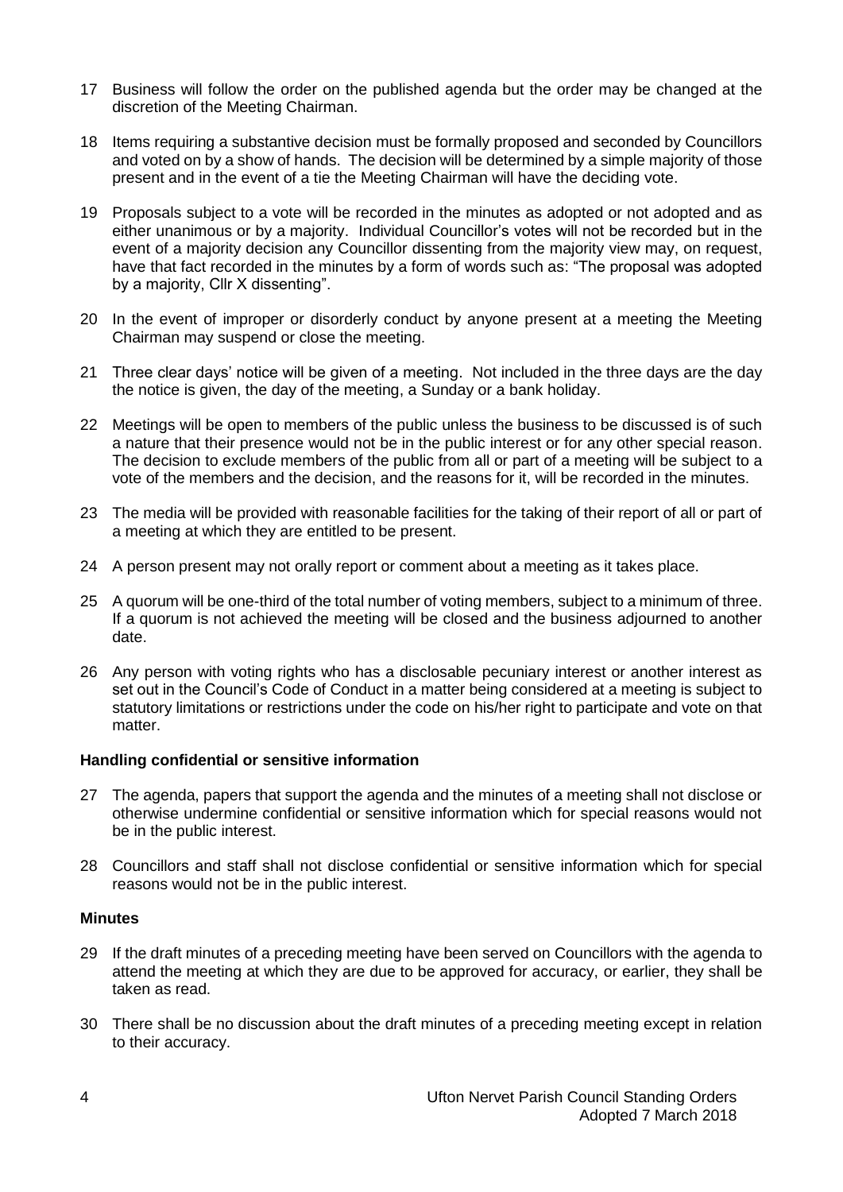17 Business will follow the order on the published agenda but the order may be changed at the discretion of the Meeting Chairman.

18 Items requiring a substantive decision must be formally proposed and seconded by Councillors and voted on by a show of hands. The decision will be determined by a simple majority of those present and in the event of a tie the Meeting Chairman will have the deciding vote.

19 Proposals subject to a vote will be recorded in the minutes as adopted or not adopted and as either unanimous or by a majority. Individual Councillor's votes will not be recorded but in the event of a majority decision any Councillor dissenting from the majority view may, on request, have that fact recorded in the minutes by a form of words such as: "The proposal was adopted by a majority, Cllr X dissenting".

20 In the event of improper or disorderly conduct by anyone present at a meeting the Meeting Chairman may suspend or close the meeting.

21 Three clear days' notice will be given of a meeting. Not included in the three days are the day the notice is given, the day of the meeting, a Sunday or a bank holiday.

22 Meetings will be open to members of the public unless the business to be discussed is of such a nature that their presence would not be in the public interest or for any other special reason. The decision to exclude members of the public from all or part of a meeting will be subject to a vote of the members and the decision, and the reasons for it, will be recorded in the minutes.

23 The media will be provided with reasonable facilities for the taking of their report of all or part of a meeting at which they are entitled to be present.

24 A person present may not orally report or comment about a meeting as it takes place.

25 A quorum will be one-third of the total number of voting members, subject to a minimum of three. If a quorum is not achieved the meeting will be closed and the business adjourned to another date.

26 Any person with voting rights who has a disclosable pecuniary interest or another interest as set out in the Council's Code of Conduct in a matter being considered at a meeting is subject to statutory limitations or restrictions under the code on his/her right to participate and vote on that matter.

**Handling confidential or sensitive information**

27 The agenda, papers that support the agenda and the minutes of a meeting shall not disclose or otherwise undermine confidential or sensitive information which for special reasons would not be in the public interest.

28 Councillors and staff shall not disclose confidential or sensitive information which for special reasons would not be in the public interest.

**Minutes**

29 If the draft minutes of a preceding meeting have been served on Councillors with the agenda to attend the meeting at which they are due to be approved for accuracy, or earlier, they shall be taken as read.

30 There shall be no discussion about the draft minutes of a preceding meeting except in relation to their accuracy.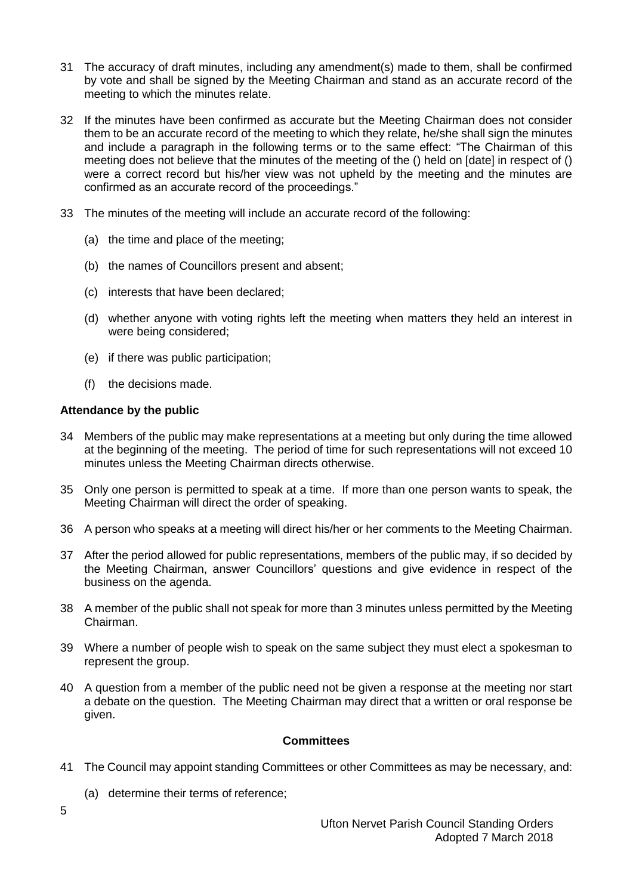31 The accuracy of draft minutes, including any amendment(s) made to them, shall be confirmed by vote and shall be signed by the Meeting Chairman and stand as an accurate record of the meeting to which the minutes relate.

32 If the minutes have been confirmed as accurate but the Meeting Chairman does not consider them to be an accurate record of the meeting to which they relate, he/she shall sign the minutes and include a paragraph in the following terms or to the same effect: "The Chairman of this meeting does not believe that the minutes of the meeting of the () held on [date] in respect of () were a correct record but his/her view was not upheld by the meeting and the minutes are confirmed as an accurate record of the proceedings."

33 The minutes of the meeting will include an accurate record of the following:

   (a) the time and place of the meeting;

   (b) the names of Councillors present and absent;

   (c) interests that have been declared;

   (d) whether anyone with voting rights left the meeting when matters they held an interest in were being considered;

   (e) if there was public participation;

   (f) the decisions made.

**Attendance by the public**

34 Members of the public may make representations at a meeting but only during the time allowed at the beginning of the meeting. The period of time for such representations will not exceed 10 minutes unless the Meeting Chairman directs otherwise.

35 Only one person is permitted to speak at a time. If more than one person wants to speak, the Meeting Chairman will direct the order of speaking.

36 A person who speaks at a meeting will direct his/her or her comments to the Meeting Chairman.

37 After the period allowed for public representations, members of the public may, if so decided by the Meeting Chairman, answer Councillors' questions and give evidence in respect of the business on the agenda.

38 A member of the public shall not speak for more than 3 minutes unless permitted by the Meeting Chairman.

39 Where a number of people wish to speak on the same subject they must elect a spokesman to represent the group.

40 A question from a member of the public need not be given a response at the meeting nor start a debate on the question. The Meeting Chairman may direct that a written or oral response be given.

**Committees**

41 The Council may appoint standing Committees or other Committees as may be necessary, and:

   (a) determine their terms of reference;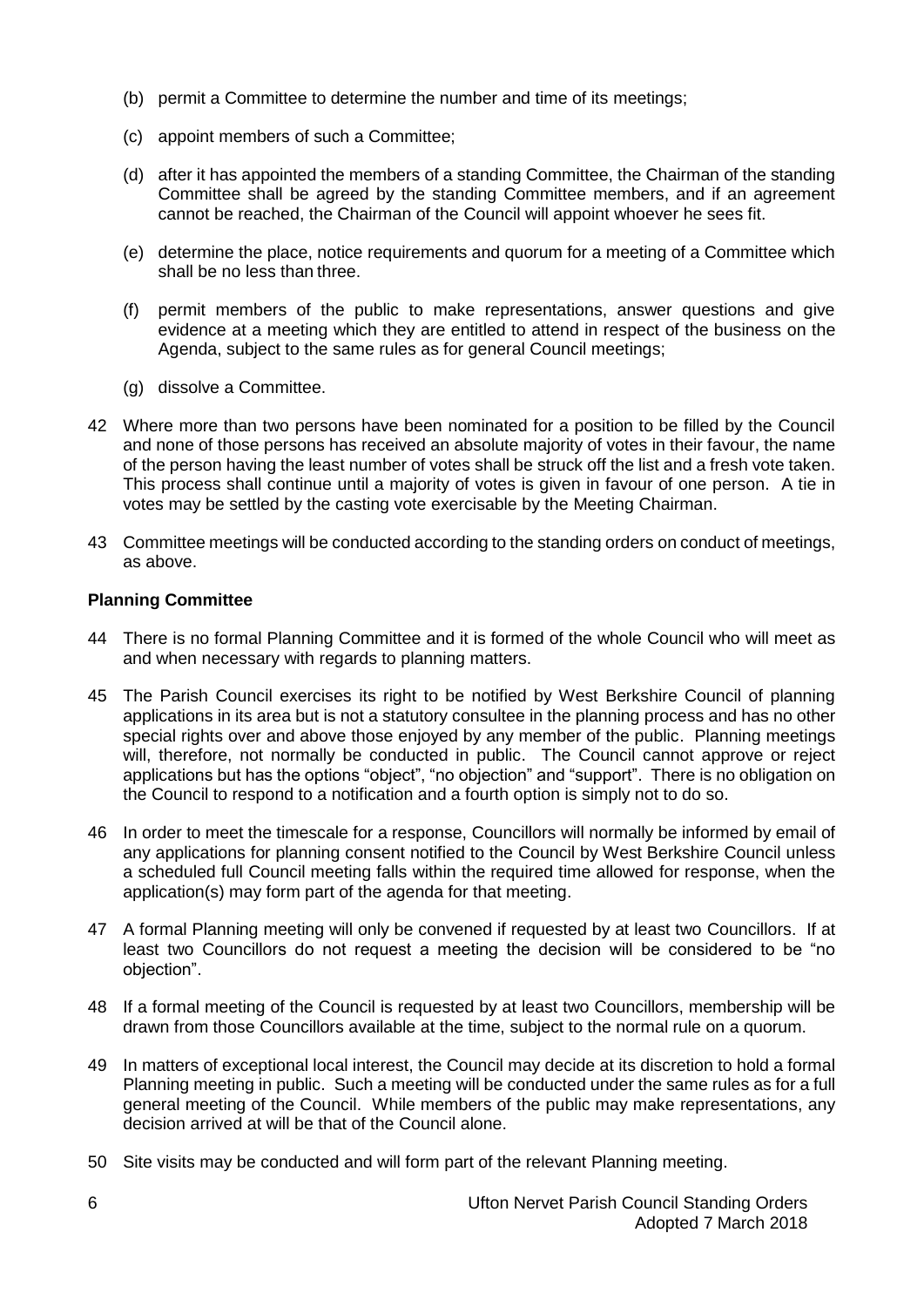(b) permit a Committee to determine the number and time of its meetings;

(c) appoint members of such a Committee;

(d) after it has appointed the members of a standing Committee, the Chairman of the standing Committee shall be agreed by the standing Committee members, and if an agreement cannot be reached, the Chairman of the Council will appoint whoever he sees fit.

(e) determine the place, notice requirements and quorum for a meeting of a Committee which shall be no less than three.

(f) permit members of the public to make representations, answer questions and give evidence at a meeting which they are entitled to attend in respect of the business on the Agenda, subject to the same rules as for general Council meetings;

(g) dissolve a Committee.

42 Where more than two persons have been nominated for a position to be filled by the Council and none of those persons has received an absolute majority of votes in their favour, the name of the person having the least number of votes shall be struck off the list and a fresh vote taken. This process shall continue until a majority of votes is given in favour of one person. A tie in votes may be settled by the casting vote exercisable by the Meeting Chairman.

43 Committee meetings will be conducted according to the standing orders on conduct of meetings, as above.

**Planning Committee**

44 There is no formal Planning Committee and it is formed of the whole Council who will meet as and when necessary with regards to planning matters.

45 The Parish Council exercises its right to be notified by West Berkshire Council of planning applications in its area but is not a statutory consultee in the planning process and has no other special rights over and above those enjoyed by any member of the public. Planning meetings will, therefore, not normally be conducted in public. The Council cannot approve or reject applications but has the options "object", "no objection" and "support". There is no obligation on the Council to respond to a notification and a fourth option is simply not to do so.

46 In order to meet the timescale for a response, Councillors will normally be informed by email of any applications for planning consent notified to the Council by West Berkshire Council unless a scheduled full Council meeting falls within the required time allowed for response, when the application(s) may form part of the agenda for that meeting.

47 A formal Planning meeting will only be convened if requested by at least two Councillors. If at least two Councillors do not request a meeting the decision will be considered to be "no objection".

48 If a formal meeting of the Council is requested by at least two Councillors, membership will be drawn from those Councillors available at the time, subject to the normal rule on a quorum.

49 In matters of exceptional local interest, the Council may decide at its discretion to hold a formal Planning meeting in public. Such a meeting will be conducted under the same rules as for a full general meeting of the Council. While members of the public may make representations, any decision arrived at will be that of the Council alone.

50 Site visits may be conducted and will form part of the relevant Planning meeting.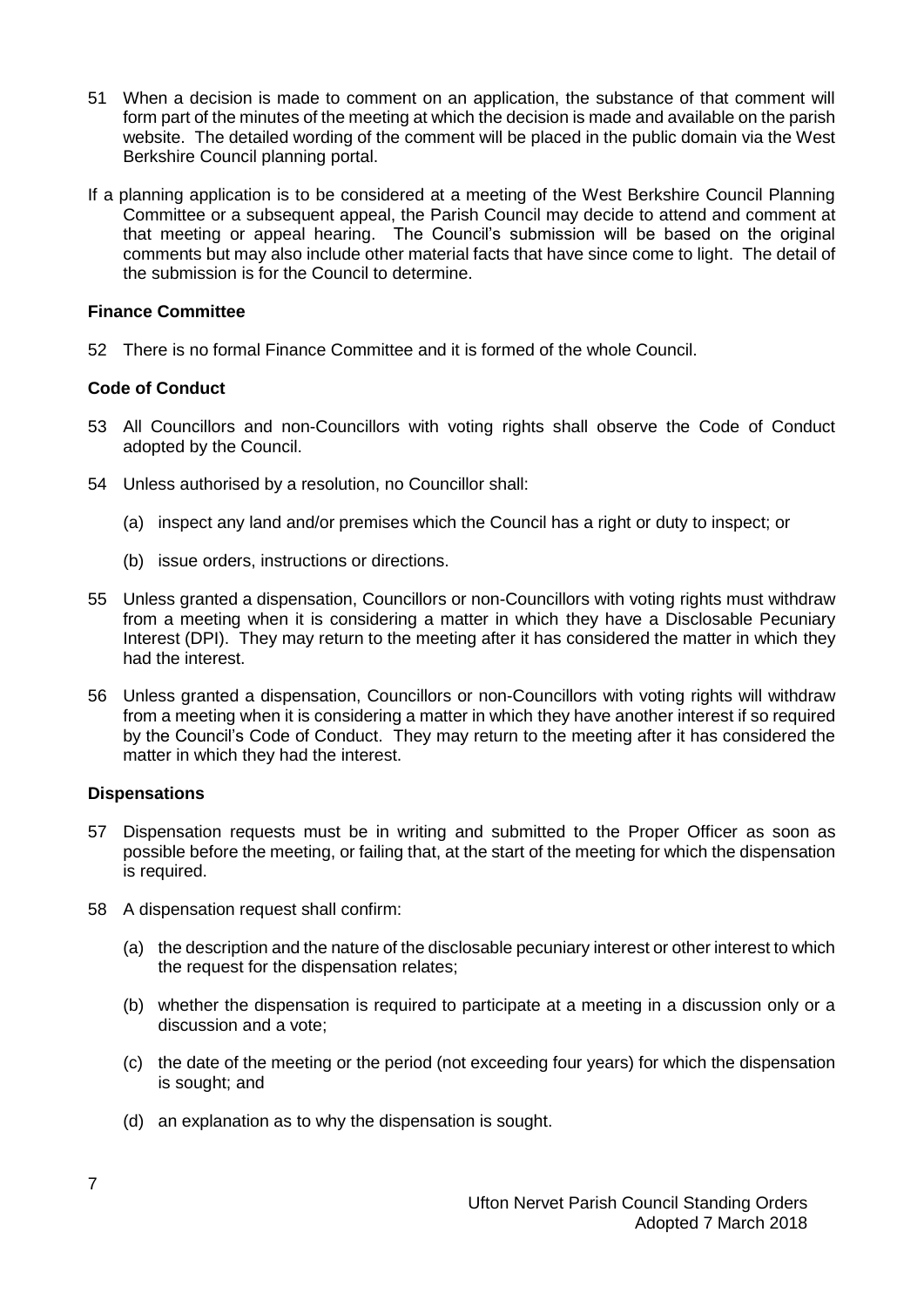51 When a decision is made to comment on an application, the substance of that comment will form part of the minutes of the meeting at which the decision is made and available on the parish website. The detailed wording of the comment will be placed in the public domain via the West Berkshire Council planning portal.

If a planning application is to be considered at a meeting of the West Berkshire Council Planning Committee or a subsequent appeal, the Parish Council may decide to attend and comment at that meeting or appeal hearing. The Council's submission will be based on the original comments but may also include other material facts that have since come to light. The detail of the submission is for the Council to determine.

**Finance Committee**

52 There is no formal Finance Committee and it is formed of the whole Council.

**Code of Conduct**

53 All Councillors and non-Councillors with voting rights shall observe the Code of Conduct adopted by the Council.

54 Unless authorised by a resolution, no Councillor shall:

(a) inspect any land and/or premises which the Council has a right or duty to inspect; or

(b) issue orders, instructions or directions.

55 Unless granted a dispensation, Councillors or non-Councillors with voting rights must withdraw from a meeting when it is considering a matter in which they have a Disclosable Pecuniary Interest (DPI). They may return to the meeting after it has considered the matter in which they had the interest.

56 Unless granted a dispensation, Councillors or non-Councillors with voting rights will withdraw from a meeting when it is considering a matter in which they have another interest if so required by the Council's Code of Conduct. They may return to the meeting after it has considered the matter in which they had the interest.

**Dispensations**

57 Dispensation requests must be in writing and submitted to the Proper Officer as soon as possible before the meeting, or failing that, at the start of the meeting for which the dispensation is required.

58 A dispensation request shall confirm:

(a) the description and the nature of the disclosable pecuniary interest or other interest to which the request for the dispensation relates;

(b) whether the dispensation is required to participate at a meeting in a discussion only or a discussion and a vote;

(c) the date of the meeting or the period (not exceeding four years) for which the dispensation is sought; and

(d) an explanation as to why the dispensation is sought.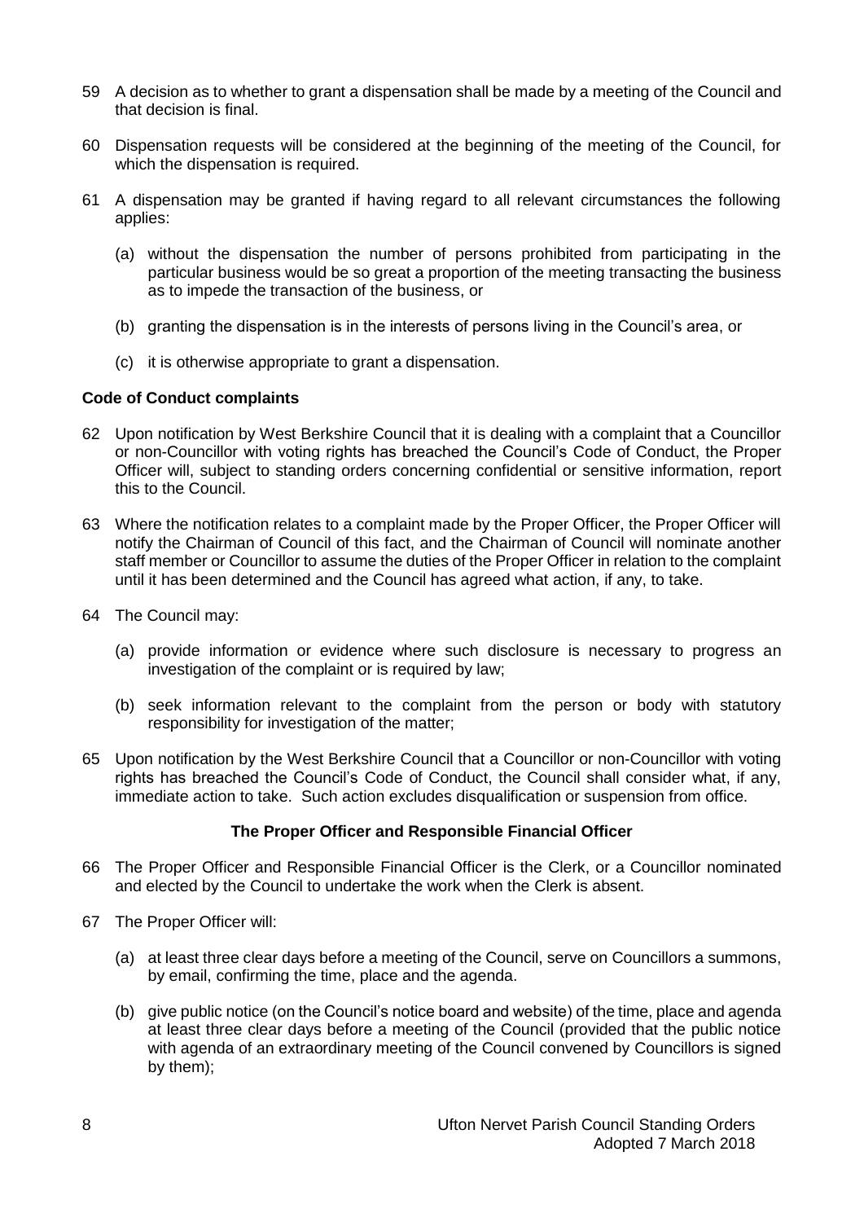59 A decision as to whether to grant a dispensation shall be made by a meeting of the Council and that decision is final.

60 Dispensation requests will be considered at the beginning of the meeting of the Council, for which the dispensation is required.

61 A dispensation may be granted if having regard to all relevant circumstances the following applies:

(a) without the dispensation the number of persons prohibited from participating in the particular business would be so great a proportion of the meeting transacting the business as to impede the transaction of the business, or

(b) granting the dispensation is in the interests of persons living in the Council's area, or

(c) it is otherwise appropriate to grant a dispensation.

**Code of Conduct complaints**

62 Upon notification by West Berkshire Council that it is dealing with a complaint that a Councillor or non-Councillor with voting rights has breached the Council's Code of Conduct, the Proper Officer will, subject to standing orders concerning confidential or sensitive information, report this to the Council.

63 Where the notification relates to a complaint made by the Proper Officer, the Proper Officer will notify the Chairman of Council of this fact, and the Chairman of Council will nominate another staff member or Councillor to assume the duties of the Proper Officer in relation to the complaint until it has been determined and the Council has agreed what action, if any, to take.

64 The Council may:

(a) provide information or evidence where such disclosure is necessary to progress an investigation of the complaint or is required by law;

(b) seek information relevant to the complaint from the person or body with statutory responsibility for investigation of the matter;

65 Upon notification by the West Berkshire Council that a Councillor or non-Councillor with voting rights has breached the Council's Code of Conduct, the Council shall consider what, if any, immediate action to take. Such action excludes disqualification or suspension from office.

**The Proper Officer and Responsible Financial Officer**

66 The Proper Officer and Responsible Financial Officer is the Clerk, or a Councillor nominated and elected by the Council to undertake the work when the Clerk is absent.

67 The Proper Officer will:

(a) at least three clear days before a meeting of the Council, serve on Councillors a summons, by email, confirming the time, place and the agenda.

(b) give public notice (on the Council's notice board and website) of the time, place and agenda at least three clear days before a meeting of the Council (provided that the public notice with agenda of an extraordinary meeting of the Council convened by Councillors is signed by them);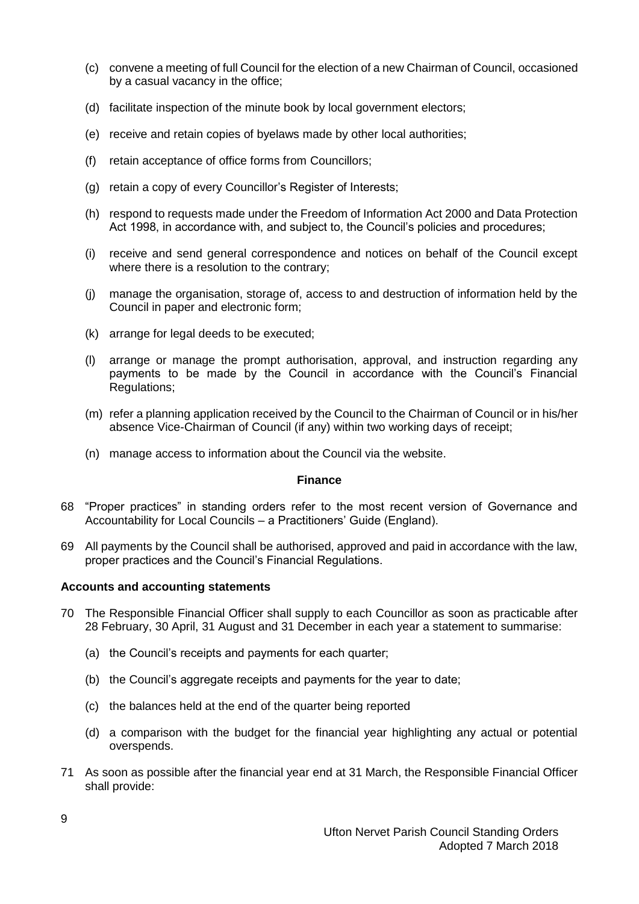(c) convene a meeting of full Council for the election of a new Chairman of Council, occasioned by a casual vacancy in the office;

(d) facilitate inspection of the minute book by local government electors;

(e) receive and retain copies of byelaws made by other local authorities;

(f) retain acceptance of office forms from Councillors;

(g) retain a copy of every Councillor's Register of Interests;

(h) respond to requests made under the Freedom of Information Act 2000 and Data Protection Act 1998, in accordance with, and subject to, the Council's policies and procedures;

(i) receive and send general correspondence and notices on behalf of the Council except where there is a resolution to the contrary;

(j) manage the organisation, storage of, access to and destruction of information held by the Council in paper and electronic form;

(k) arrange for legal deeds to be executed;

(l) arrange or manage the prompt authorisation, approval, and instruction regarding any payments to be made by the Council in accordance with the Council's Financial Regulations;

(m) refer a planning application received by the Council to the Chairman of Council or in his/her absence Vice-Chairman of Council (if any) within two working days of receipt;

(n) manage access to information about the Council via the website.

**Finance**

68 "Proper practices" in standing orders refer to the most recent version of Governance and Accountability for Local Councils – a Practitioners' Guide (England).

69 All payments by the Council shall be authorised, approved and paid in accordance with the law, proper practices and the Council's Financial Regulations.

**Accounts and accounting statements**

70 The Responsible Financial Officer shall supply to each Councillor as soon as practicable after 28 February, 30 April, 31 August and 31 December in each year a statement to summarise:

(a) the Council's receipts and payments for each quarter;

(b) the Council's aggregate receipts and payments for the year to date;

(c) the balances held at the end of the quarter being reported

(d) a comparison with the budget for the financial year highlighting any actual or potential overspends.

71 As soon as possible after the financial year end at 31 March, the Responsible Financial Officer shall provide: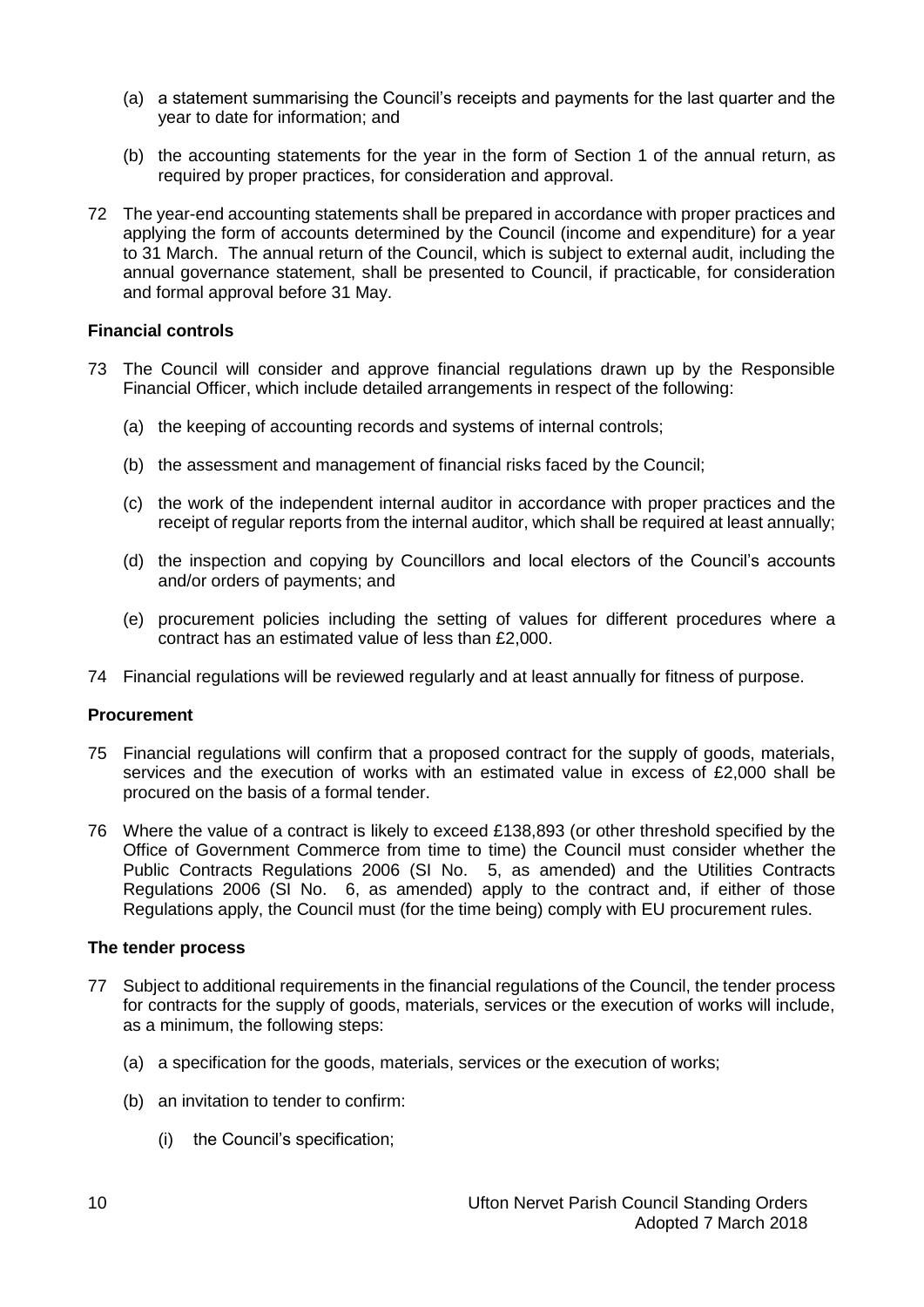(a) a statement summarising the Council's receipts and payments for the last quarter and the year to date for information; and

(b) the accounting statements for the year in the form of Section 1 of the annual return, as required by proper practices, for consideration and approval.

72 The year-end accounting statements shall be prepared in accordance with proper practices and applying the form of accounts determined by the Council (income and expenditure) for a year to 31 March. The annual return of the Council, which is subject to external audit, including the annual governance statement, shall be presented to Council, if practicable, for consideration and formal approval before 31 May.

**Financial controls**

73 The Council will consider and approve financial regulations drawn up by the Responsible Financial Officer, which include detailed arrangements in respect of the following:

(a) the keeping of accounting records and systems of internal controls;

(b) the assessment and management of financial risks faced by the Council;

(c) the work of the independent internal auditor in accordance with proper practices and the receipt of regular reports from the internal auditor, which shall be required at least annually;

(d) the inspection and copying by Councillors and local electors of the Council's accounts and/or orders of payments; and

(e) procurement policies including the setting of values for different procedures where a contract has an estimated value of less than £2,000.

74 Financial regulations will be reviewed regularly and at least annually for fitness of purpose.

**Procurement**

75 Financial regulations will confirm that a proposed contract for the supply of goods, materials, services and the execution of works with an estimated value in excess of £2,000 shall be procured on the basis of a formal tender.

76 Where the value of a contract is likely to exceed £138,893 (or other threshold specified by the Office of Government Commerce from time to time) the Council must consider whether the Public Contracts Regulations 2006 (SI No. 5, as amended) and the Utilities Contracts Regulations 2006 (SI No. 6, as amended) apply to the contract and, if either of those Regulations apply, the Council must (for the time being) comply with EU procurement rules.

**The tender process**

77 Subject to additional requirements in the financial regulations of the Council, the tender process for contracts for the supply of goods, materials, services or the execution of works will include, as a minimum, the following steps:

(a) a specification for the goods, materials, services or the execution of works;

(b) an invitation to tender to confirm:

(i) the Council's specification;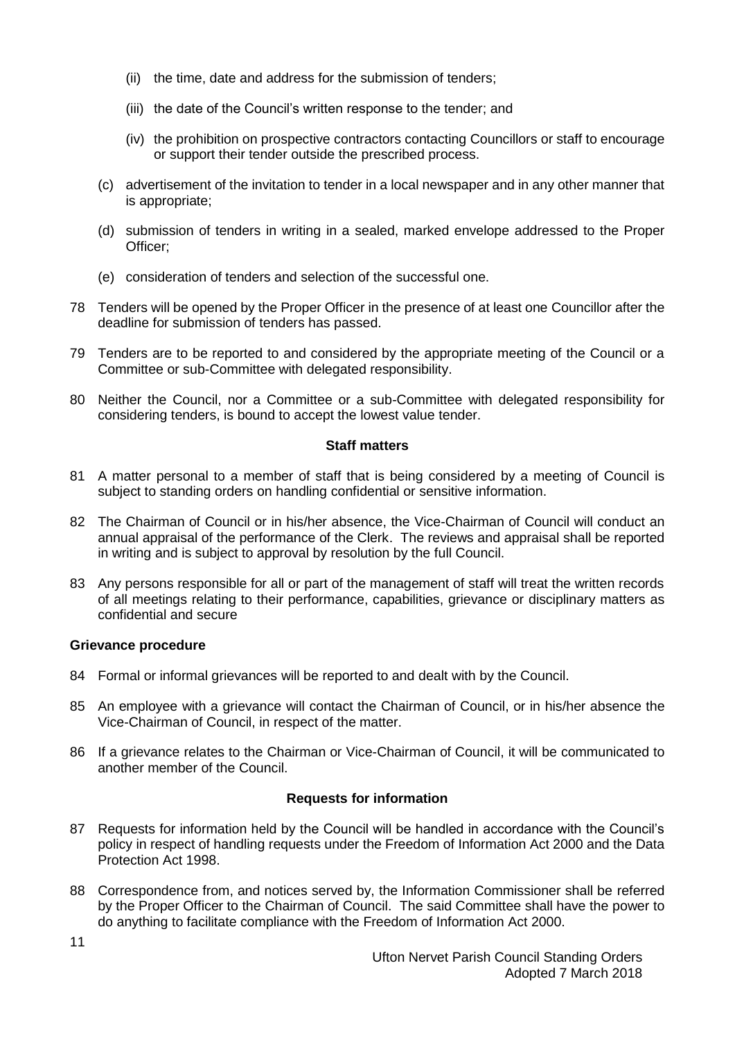(ii) the time, date and address for the submission of tenders;

(iii) the date of the Council's written response to the tender; and

(iv) the prohibition on prospective contractors contacting Councillors or staff to encourage or support their tender outside the prescribed process.

(c) advertisement of the invitation to tender in a local newspaper and in any other manner that is appropriate;

(d) submission of tenders in writing in a sealed, marked envelope addressed to the Proper Officer;

(e) consideration of tenders and selection of the successful one.

78 Tenders will be opened by the Proper Officer in the presence of at least one Councillor after the deadline for submission of tenders has passed.

79 Tenders are to be reported to and considered by the appropriate meeting of the Council or a Committee or sub-Committee with delegated responsibility.

80 Neither the Council, nor a Committee or a sub-Committee with delegated responsibility for considering tenders, is bound to accept the lowest value tender.

**Staff matters**

81 A matter personal to a member of staff that is being considered by a meeting of Council is subject to standing orders on handling confidential or sensitive information.

82 The Chairman of Council or in his/her absence, the Vice-Chairman of Council will conduct an annual appraisal of the performance of the Clerk. The reviews and appraisal shall be reported in writing and is subject to approval by resolution by the full Council.

83 Any persons responsible for all or part of the management of staff will treat the written records of all meetings relating to their performance, capabilities, grievance or disciplinary matters as confidential and secure

**Grievance procedure**

84 Formal or informal grievances will be reported to and dealt with by the Council.

85 An employee with a grievance will contact the Chairman of Council, or in his/her absence the Vice-Chairman of Council, in respect of the matter.

86 If a grievance relates to the Chairman or Vice-Chairman of Council, it will be communicated to another member of the Council.

**Requests for information**

87 Requests for information held by the Council will be handled in accordance with the Council's policy in respect of handling requests under the Freedom of Information Act 2000 and the Data Protection Act 1998.

88 Correspondence from, and notices served by, the Information Commissioner shall be referred by the Proper Officer to the Chairman of Council. The said Committee shall have the power to do anything to facilitate compliance with the Freedom of Information Act 2000.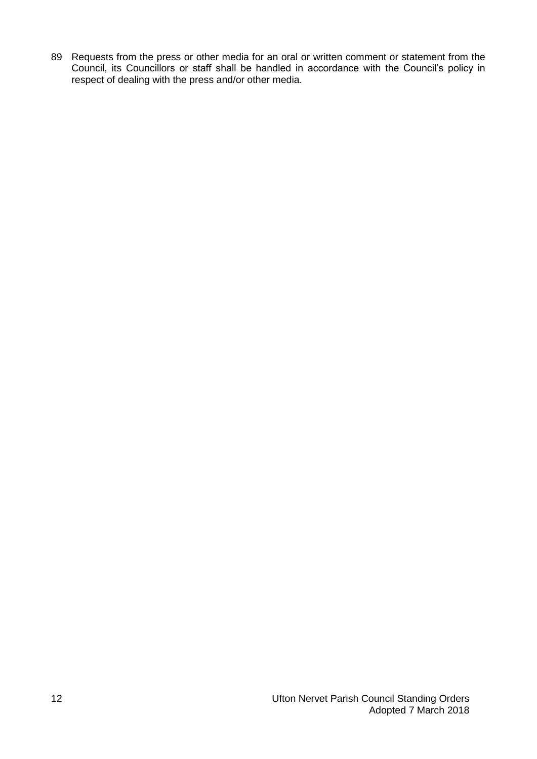89 Requests from the press or other media for an oral or written comment or statement from the Council, its Councillors or staff shall be handled in accordance with the Council's policy in respect of dealing with the press and/or other media.